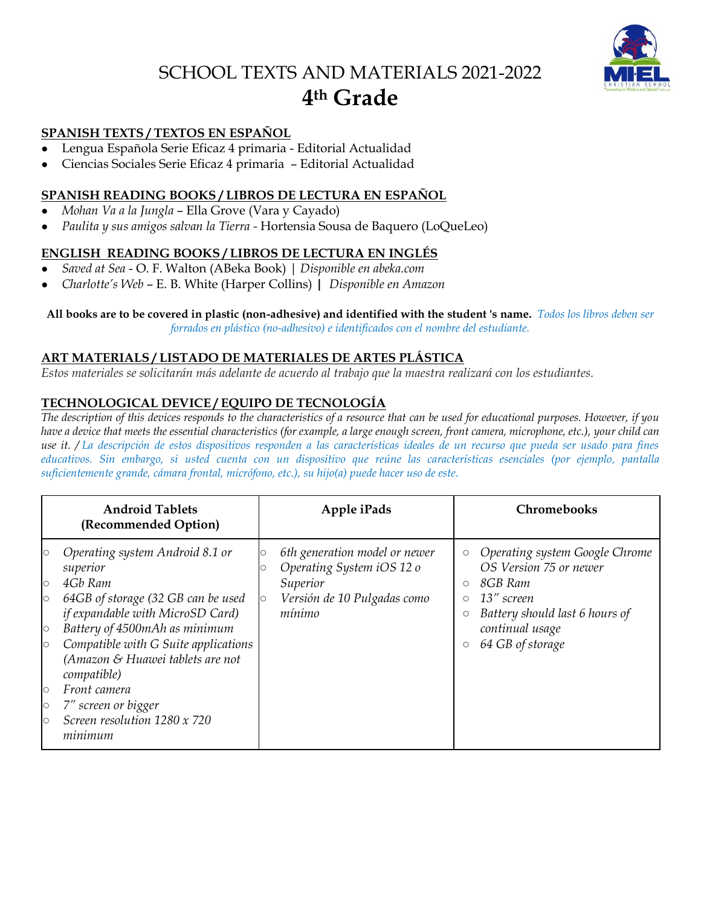# SCHOOL TEXTS AND MATERIALS 2021-2022

## 4th Grade

### SPANISH TEXTS / TEXTOS EN ESPAÑOL

- Lengua Española Serie Eficaz 4 primaria - Editorial Actualidad
- Ciencias Sociales Serie Eficaz 4 primaria – Editorial Actualidad

### SPANISH READING BOOKS / LIBROS DE LECTURA EN ESPAÑOL

- *Mohan Va a la Jungla* – Ella Grove (Vara y Cayado)
- *Paulita y sus amigos salvan la Tierra* - Hortensia Sousa de Baquero (LoQueLeo)

### ENGLISH READING BOOKS / LIBROS DE LECTURA EN INGLÉS

- *Saved at Sea* - O. F. Walton (ABeka Book) | *Disponible en abeka.com*
- *Charlotte's Web* – E. B. White (Harper Collins) **|** *Disponible en Amazon*

**All books are to be covered in plastic (non-adhesive) and identified with the student 's name.** *Todos los libros deben ser forrados en plástico (no-adhesivo) e identificados con el nombre del estudiante.*

### ART MATERIALS / LISTADO DE MATERIALES DE ARTES PLÁSTICA

*Estos materiales se solicitarán más adelante de acuerdo al trabajo que la maestra realizará con los estudiantes.*

### TECHNOLOGICAL DEVICE / EQUIPO DE TECNOLOGÍA

*The description of this devices responds to the characteristics of a resource that can be used for educational purposes. However, if you have a device that meets the essential characteristics (for example, a large enough screen, front camera, microphone, etc.), your child can use it. / La descripción de estos dispositivos responden a las características ideales de un recurso que pueda ser usado para fines educativos. Sin embargo, si usted cuenta con un dispositivo que reúne las características esenciales (por ejemplo, pantalla suficientemente grande, cámara frontal, micrófono, etc.), su hijo(a) puede hacer uso de este.*

| Android Tablets (Recommended Option) | Apple iPads | Chromebooks |
|---|---|---|
| ○ *Operating system Android 8.1 or superior*<br>○ *4Gb Ram*<br>○ *64GB of storage (32 GB can be used if expandable with MicroSD Card)*<br>○ *Battery of 4500mAh as minimum*<br>○ *Compatible with G Suite applications (Amazon & Huawei tablets are not compatible)*<br>○ *Front camera*<br>○ *7" screen or bigger*<br>○ *Screen resolution 1280 x 720 minimum* | ○ *6th generation model or newer*<br>○ *Operating System iOS 12 o Superior*<br>○ *Versión de 10 Pulgadas como mínimo* | ○ *Operating system Google Chrome OS Version 75 or newer*<br>○ *8GB Ram*<br>○ *13" screen*<br>○ *Battery should last 6 hours of continual usage*<br>○ *64 GB of storage* |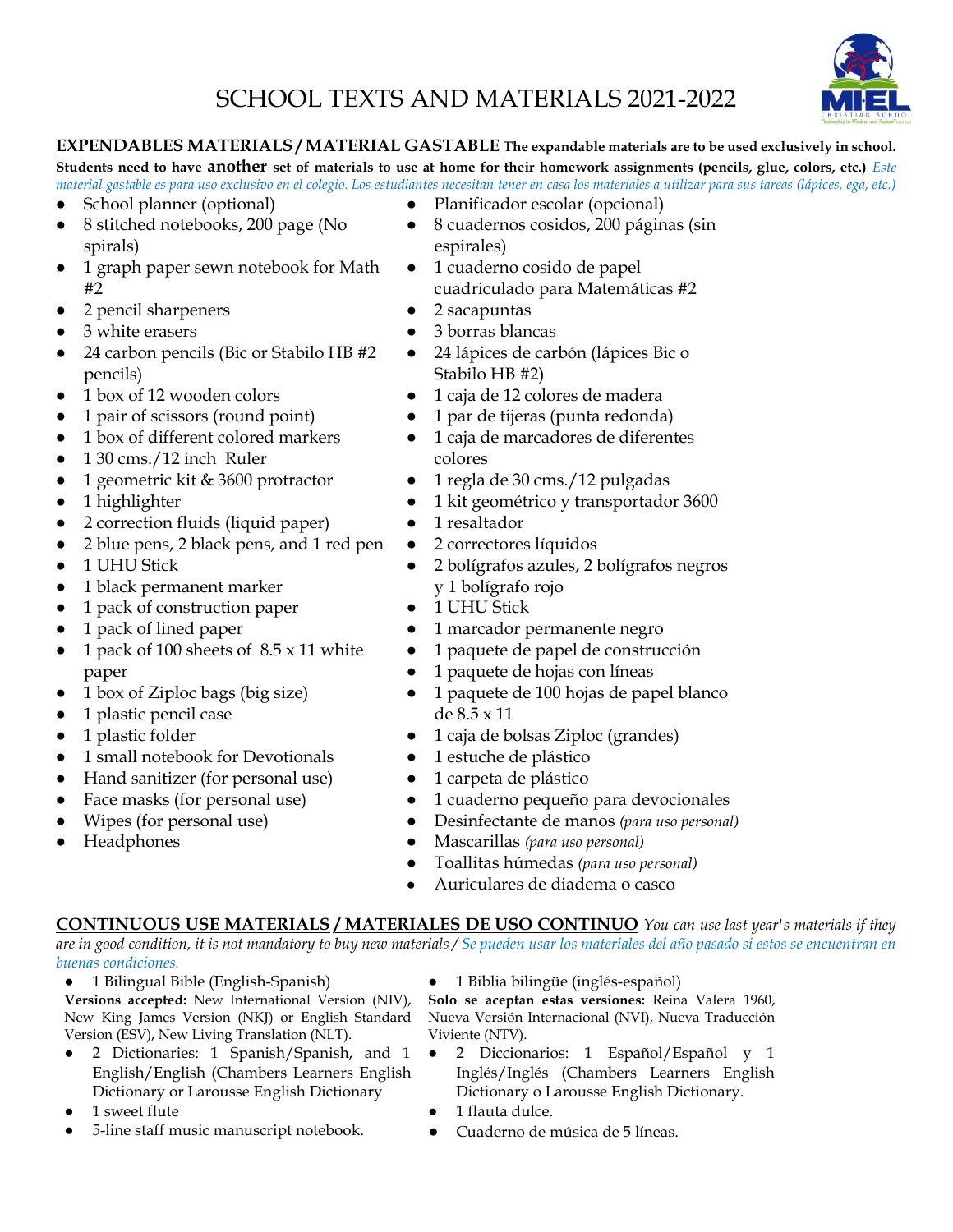# SCHOOL TEXTS AND MATERIALS 2021-2022

**EXPENDABLES MATERIALS / MATERIAL GASTABLE** **The expandable materials are to be used exclusively in school. Students need to have another set of materials to use at home for their homework assignments (pencils, glue, colors, etc.)** *Este material gastable es para uso exclusivo en el colegio. Los estudiantes necesitan tener en casa los materiales a utilizar para sus tareas (lápices, ega, etc.)*

- School planner (optional)
- 8 stitched notebooks, 200 page (No spirals)
- 1 graph paper sewn notebook for Math #2
- 2 pencil sharpeners
- 3 white erasers
- 24 carbon pencils (Bic or Stabilo HB #2 pencils)
- 1 box of 12 wooden colors
- 1 pair of scissors (round point)
- 1 box of different colored markers
- 1 30 cms./12 inch Ruler
- 1 geometric kit & 3600 protractor
- 1 highlighter
- 2 correction fluids (liquid paper)
- 2 blue pens, 2 black pens, and 1 red pen
- 1 UHU Stick
- 1 black permanent marker
- 1 pack of construction paper
- 1 pack of lined paper
- 1 pack of 100 sheets of 8.5 x 11 white paper
- 1 box of Ziploc bags (big size)
- 1 plastic pencil case
- 1 plastic folder
- 1 small notebook for Devotionals
- Hand sanitizer (for personal use)
- Face masks (for personal use)
- Wipes (for personal use)
- Headphones

- Planificador escolar (opcional)
- 8 cuadernos cosidos, 200 páginas (sin espirales)
- 1 cuaderno cosido de papel cuadriculado para Matemáticas #2
- 2 sacapuntas
- 3 borras blancas
- 24 lápices de carbón (lápices Bic o Stabilo HB #2)
- 1 caja de 12 colores de madera
- 1 par de tijeras (punta redonda)
- 1 caja de marcadores de diferentes colores
- 1 regla de 30 cms./12 pulgadas
- 1 kit geométrico y transportador 3600
- 1 resaltador
- 2 correctores líquidos
- 2 bolígrafos azules, 2 bolígrafos negros y 1 bolígrafo rojo
- 1 UHU Stick
- 1 marcador permanente negro
- 1 paquete de papel de construcción
- 1 paquete de hojas con líneas
- 1 paquete de 100 hojas de papel blanco de 8.5 x 11
- 1 caja de bolsas Ziploc (grandes)
- 1 estuche de plástico
- 1 carpeta de plástico
- 1 cuaderno pequeño para devocionales
- Desinfectante de manos *(para uso personal)*
- Mascarillas *(para uso personal)*
- Toallitas húmedas *(para uso personal)*
- Auriculares de diadema o casco

**CONTINUOUS USE MATERIALS / MATERIALES DE USO CONTINUO** *You can use last year's materials if they are in good condition, it is not mandatory to buy new materials / Se pueden usar los materiales del año pasado si estos se encuentran en buenas condiciones.*

- 1 Bilingual Bible (English-Spanish)

**Versions accepted:** New International Version (NIV), New King James Version (NKJ) or English Standard Version (ESV), New Living Translation (NLT).

- 2 Dictionaries: 1 Spanish/Spanish, and 1 English/English (Chambers Learners English Dictionary or Larousse English Dictionary
- 1 sweet flute
- 5-line staff music manuscript notebook.

- 1 Biblia bilingüe (inglés-español)

**Solo se aceptan estas versiones:** Reina Valera 1960, Nueva Versión Internacional (NVI), Nueva Traducción Viviente (NTV).

- 2 Diccionarios: 1 Español/Español y 1 Inglés/Inglés (Chambers Learners English Dictionary o Larousse English Dictionary.
- 1 flauta dulce.
- Cuaderno de música de 5 líneas.